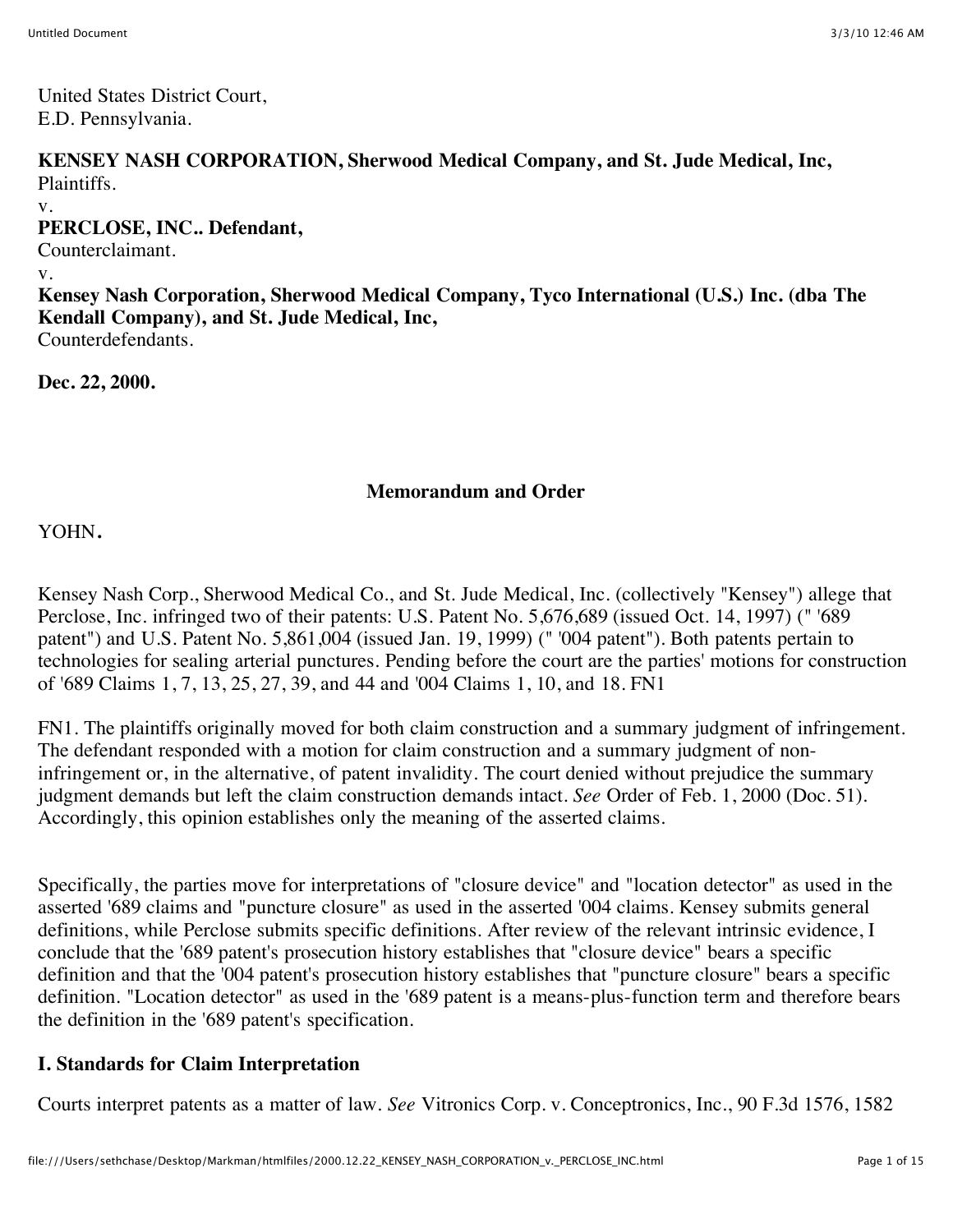United States District Court,
E.D. Pennsylvania.

**KENSEY NASH CORPORATION, Sherwood Medical Company, and St. Jude Medical, Inc,**
Plaintiffs.
v.
**PERCLOSE, INC.. Defendant,**
Counterclaimant.
v.
**Kensey Nash Corporation, Sherwood Medical Company, Tyco International (U.S.) Inc. (dba The Kendall Company), and St. Jude Medical, Inc,**
Counterdefendants.

**Dec. 22, 2000.**

## Memorandum and Order

YOHN.

Kensey Nash Corp., Sherwood Medical Co., and St. Jude Medical, Inc. (collectively "Kensey") allege that Perclose, Inc. infringed two of their patents: U.S. Patent No. 5,676,689 (issued Oct. 14, 1997) (" '689 patent") and U.S. Patent No. 5,861,004 (issued Jan. 19, 1999) (" '004 patent"). Both patents pertain to technologies for sealing arterial punctures. Pending before the court are the parties' motions for construction of '689 Claims 1, 7, 13, 25, 27, 39, and 44 and '004 Claims 1, 10, and 18. FN1

FN1. The plaintiffs originally moved for both claim construction and a summary judgment of infringement. The defendant responded with a motion for claim construction and a summary judgment of non-infringement or, in the alternative, of patent invalidity. The court denied without prejudice the summary judgment demands but left the claim construction demands intact. *See* Order of Feb. 1, 2000 (Doc. 51). Accordingly, this opinion establishes only the meaning of the asserted claims.

Specifically, the parties move for interpretations of "closure device" and "location detector" as used in the asserted '689 claims and "puncture closure" as used in the asserted '004 claims. Kensey submits general definitions, while Perclose submits specific definitions. After review of the relevant intrinsic evidence, I conclude that the '689 patent's prosecution history establishes that "closure device" bears a specific definition and that the '004 patent's prosecution history establishes that "puncture closure" bears a specific definition. "Location detector" as used in the '689 patent is a means-plus-function term and therefore bears the definition in the '689 patent's specification.

## I. Standards for Claim Interpretation

Courts interpret patents as a matter of law. *See* Vitronics Corp. v. Conceptronics, Inc., 90 F.3d 1576, 1582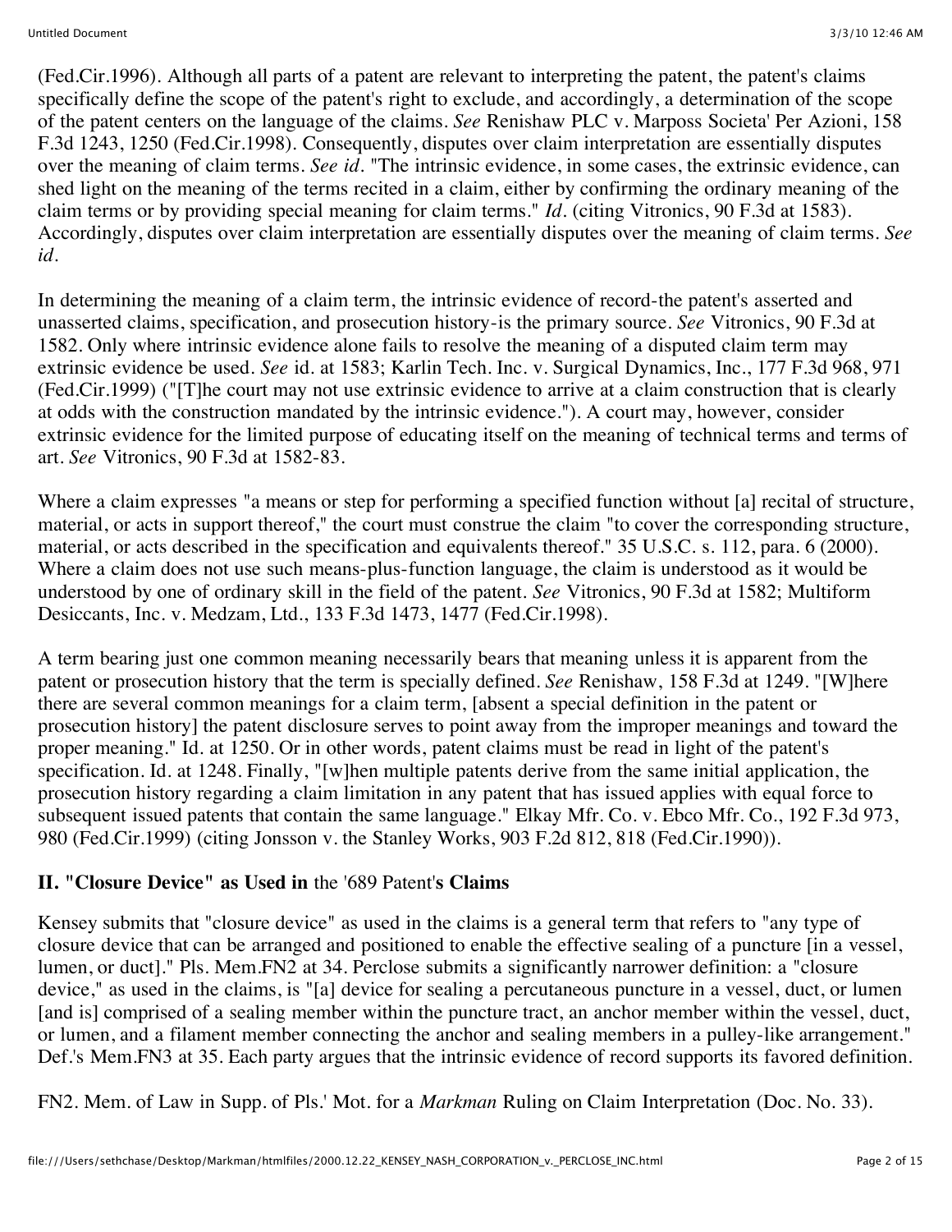(Fed.Cir.1996). Although all parts of a patent are relevant to interpreting the patent, the patent's claims specifically define the scope of the patent's right to exclude, and accordingly, a determination of the scope of the patent centers on the language of the claims. *See* Renishaw PLC v. Marposs Societa' Per Azioni, 158 F.3d 1243, 1250 (Fed.Cir.1998). Consequently, disputes over claim interpretation are essentially disputes over the meaning of claim terms. *See id.* "The intrinsic evidence, in some cases, the extrinsic evidence, can shed light on the meaning of the terms recited in a claim, either by confirming the ordinary meaning of the claim terms or by providing special meaning for claim terms." *Id.* (citing Vitronics, 90 F.3d at 1583). Accordingly, disputes over claim interpretation are essentially disputes over the meaning of claim terms. *See id.*

In determining the meaning of a claim term, the intrinsic evidence of record-the patent's asserted and unasserted claims, specification, and prosecution history-is the primary source. *See* Vitronics, 90 F.3d at 1582. Only where intrinsic evidence alone fails to resolve the meaning of a disputed claim term may extrinsic evidence be used. *See* id. at 1583; Karlin Tech. Inc. v. Surgical Dynamics, Inc., 177 F.3d 968, 971 (Fed.Cir.1999) ("[T]he court may not use extrinsic evidence to arrive at a claim construction that is clearly at odds with the construction mandated by the intrinsic evidence."). A court may, however, consider extrinsic evidence for the limited purpose of educating itself on the meaning of technical terms and terms of art. *See* Vitronics, 90 F.3d at 1582-83.

Where a claim expresses "a means or step for performing a specified function without [a] recital of structure, material, or acts in support thereof," the court must construe the claim "to cover the corresponding structure, material, or acts described in the specification and equivalents thereof." 35 U.S.C. s. 112, para. 6 (2000). Where a claim does not use such means-plus-function language, the claim is understood as it would be understood by one of ordinary skill in the field of the patent. *See* Vitronics, 90 F.3d at 1582; Multiform Desiccants, Inc. v. Medzam, Ltd., 133 F.3d 1473, 1477 (Fed.Cir.1998).

A term bearing just one common meaning necessarily bears that meaning unless it is apparent from the patent or prosecution history that the term is specially defined. *See* Renishaw, 158 F.3d at 1249. "[W]here there are several common meanings for a claim term, [absent a special definition in the patent or prosecution history] the patent disclosure serves to point away from the improper meanings and toward the proper meaning." Id. at 1250. Or in other words, patent claims must be read in light of the patent's specification. Id. at 1248. Finally, "[w]hen multiple patents derive from the same initial application, the prosecution history regarding a claim limitation in any patent that has issued applies with equal force to subsequent issued patents that contain the same language." Elkay Mfr. Co. v. Ebco Mfr. Co., 192 F.3d 973, 980 (Fed.Cir.1999) (citing Jonsson v. the Stanley Works, 903 F.2d 812, 818 (Fed.Cir.1990)).

## II. "Closure Device" as Used in the '689 Patent's Claims

Kensey submits that "closure device" as used in the claims is a general term that refers to "any type of closure device that can be arranged and positioned to enable the effective sealing of a puncture [in a vessel, lumen, or duct]." Pls. Mem.FN2 at 34. Perclose submits a significantly narrower definition: a "closure device," as used in the claims, is "[a] device for sealing a percutaneous puncture in a vessel, duct, or lumen [and is] comprised of a sealing member within the puncture tract, an anchor member within the vessel, duct, or lumen, and a filament member connecting the anchor and sealing members in a pulley-like arrangement." Def.'s Mem.FN3 at 35. Each party argues that the intrinsic evidence of record supports its favored definition.

FN2. Mem. of Law in Supp. of Pls.' Mot. for a *Markman* Ruling on Claim Interpretation (Doc. No. 33).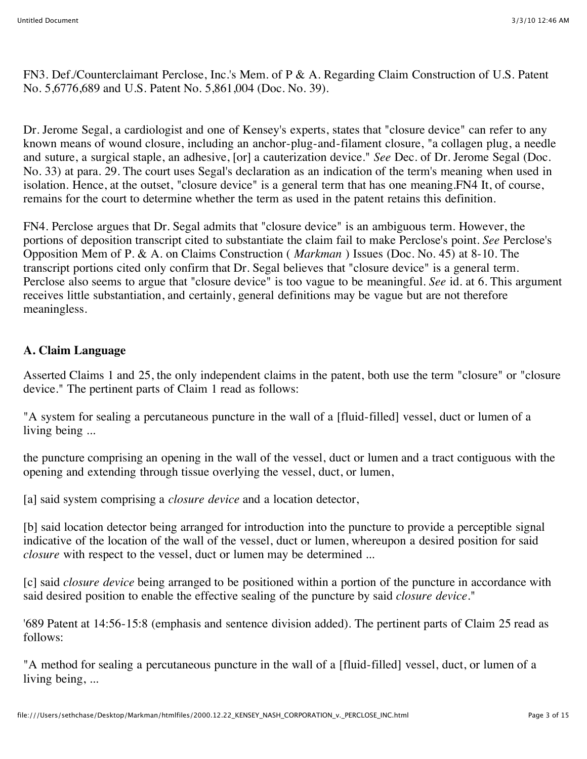FN3. Def./Counterclaimant Perclose, Inc.'s Mem. of P & A. Regarding Claim Construction of U.S. Patent No. 5,6776,689 and U.S. Patent No. 5,861,004 (Doc. No. 39).

Dr. Jerome Segal, a cardiologist and one of Kensey's experts, states that "closure device" can refer to any known means of wound closure, including an anchor-plug-and-filament closure, "a collagen plug, a needle and suture, a surgical staple, an adhesive, [or] a cauterization device." *See* Dec. of Dr. Jerome Segal (Doc. No. 33) at para. 29. The court uses Segal's declaration as an indication of the term's meaning when used in isolation. Hence, at the outset, "closure device" is a general term that has one meaning.FN4 It, of course, remains for the court to determine whether the term as used in the patent retains this definition.

FN4. Perclose argues that Dr. Segal admits that "closure device" is an ambiguous term. However, the portions of deposition transcript cited to substantiate the claim fail to make Perclose's point. *See* Perclose's Opposition Mem of P. & A. on Claims Construction ( *Markman* ) Issues (Doc. No. 45) at 8-10. The transcript portions cited only confirm that Dr. Segal believes that "closure device" is a general term. Perclose also seems to argue that "closure device" is too vague to be meaningful. *See* id. at 6. This argument receives little substantiation, and certainly, general definitions may be vague but are not therefore meaningless.

### A. Claim Language

Asserted Claims 1 and 25, the only independent claims in the patent, both use the term "closure" or "closure device." The pertinent parts of Claim 1 read as follows:

"A system for sealing a percutaneous puncture in the wall of a [fluid-filled] vessel, duct or lumen of a living being ...

the puncture comprising an opening in the wall of the vessel, duct or lumen and a tract contiguous with the opening and extending through tissue overlying the vessel, duct, or lumen,

[a] said system comprising a *closure device* and a location detector,

[b] said location detector being arranged for introduction into the puncture to provide a perceptible signal indicative of the location of the wall of the vessel, duct or lumen, whereupon a desired position for said *closure* with respect to the vessel, duct or lumen may be determined ...

[c] said *closure device* being arranged to be positioned within a portion of the puncture in accordance with said desired position to enable the effective sealing of the puncture by said *closure device*."

'689 Patent at 14:56-15:8 (emphasis and sentence division added). The pertinent parts of Claim 25 read as follows:

"A method for sealing a percutaneous puncture in the wall of a [fluid-filled] vessel, duct, or lumen of a living being, ...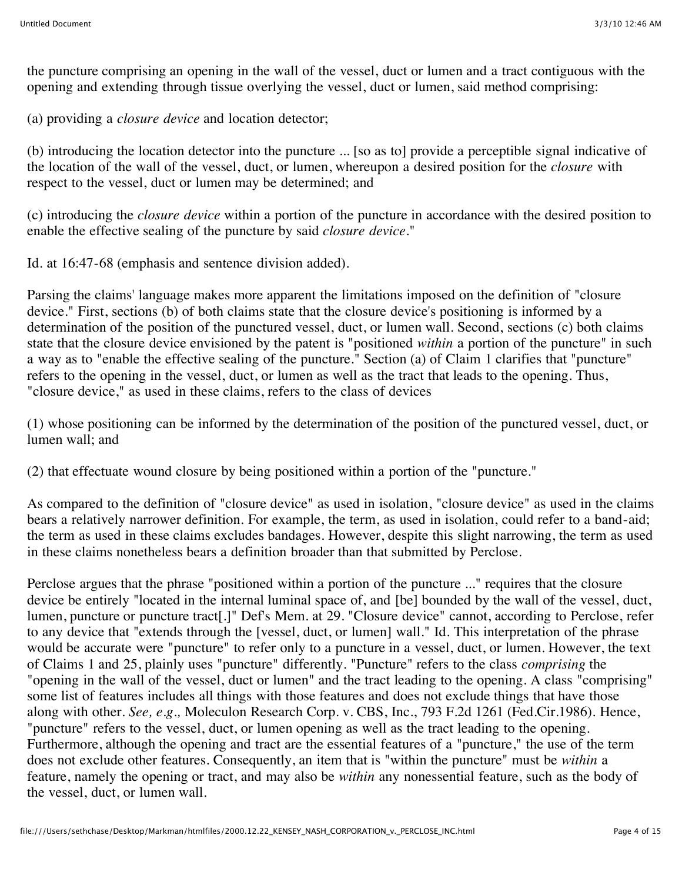the puncture comprising an opening in the wall of the vessel, duct or lumen and a tract contiguous with the opening and extending through tissue overlying the vessel, duct or lumen, said method comprising:

(a) providing a *closure device* and location detector;

(b) introducing the location detector into the puncture ... [so as to] provide a perceptible signal indicative of the location of the wall of the vessel, duct, or lumen, whereupon a desired position for the *closure* with respect to the vessel, duct or lumen may be determined; and

(c) introducing the *closure device* within a portion of the puncture in accordance with the desired position to enable the effective sealing of the puncture by said *closure device*."

Id. at 16:47-68 (emphasis and sentence division added).

Parsing the claims' language makes more apparent the limitations imposed on the definition of "closure device." First, sections (b) of both claims state that the closure device's positioning is informed by a determination of the position of the punctured vessel, duct, or lumen wall. Second, sections (c) both claims state that the closure device envisioned by the patent is "positioned *within* a portion of the puncture" in such a way as to "enable the effective sealing of the puncture." Section (a) of Claim 1 clarifies that "puncture" refers to the opening in the vessel, duct, or lumen as well as the tract that leads to the opening. Thus, "closure device," as used in these claims, refers to the class of devices

(1) whose positioning can be informed by the determination of the position of the punctured vessel, duct, or lumen wall; and

(2) that effectuate wound closure by being positioned within a portion of the "puncture."

As compared to the definition of "closure device" as used in isolation, "closure device" as used in the claims bears a relatively narrower definition. For example, the term, as used in isolation, could refer to a band-aid; the term as used in these claims excludes bandages. However, despite this slight narrowing, the term as used in these claims nonetheless bears a definition broader than that submitted by Perclose.

Perclose argues that the phrase "positioned within a portion of the puncture ..." requires that the closure device be entirely "located in the internal luminal space of, and [be] bounded by the wall of the vessel, duct, lumen, puncture or puncture tract[.]" Def's Mem. at 29. "Closure device" cannot, according to Perclose, refer to any device that "extends through the [vessel, duct, or lumen] wall." Id. This interpretation of the phrase would be accurate were "puncture" to refer only to a puncture in a vessel, duct, or lumen. However, the text of Claims 1 and 25, plainly uses "puncture" differently. "Puncture" refers to the class *comprising* the "opening in the wall of the vessel, duct or lumen" and the tract leading to the opening. A class "comprising" some list of features includes all things with those features and does not exclude things that have those along with other. *See, e.g.,* Moleculon Research Corp. v. CBS, Inc., 793 F.2d 1261 (Fed.Cir.1986). Hence, "puncture" refers to the vessel, duct, or lumen opening as well as the tract leading to the opening. Furthermore, although the opening and tract are the essential features of a "puncture," the use of the term does not exclude other features. Consequently, an item that is "within the puncture" must be *within* a feature, namely the opening or tract, and may also be *within* any nonessential feature, such as the body of the vessel, duct, or lumen wall.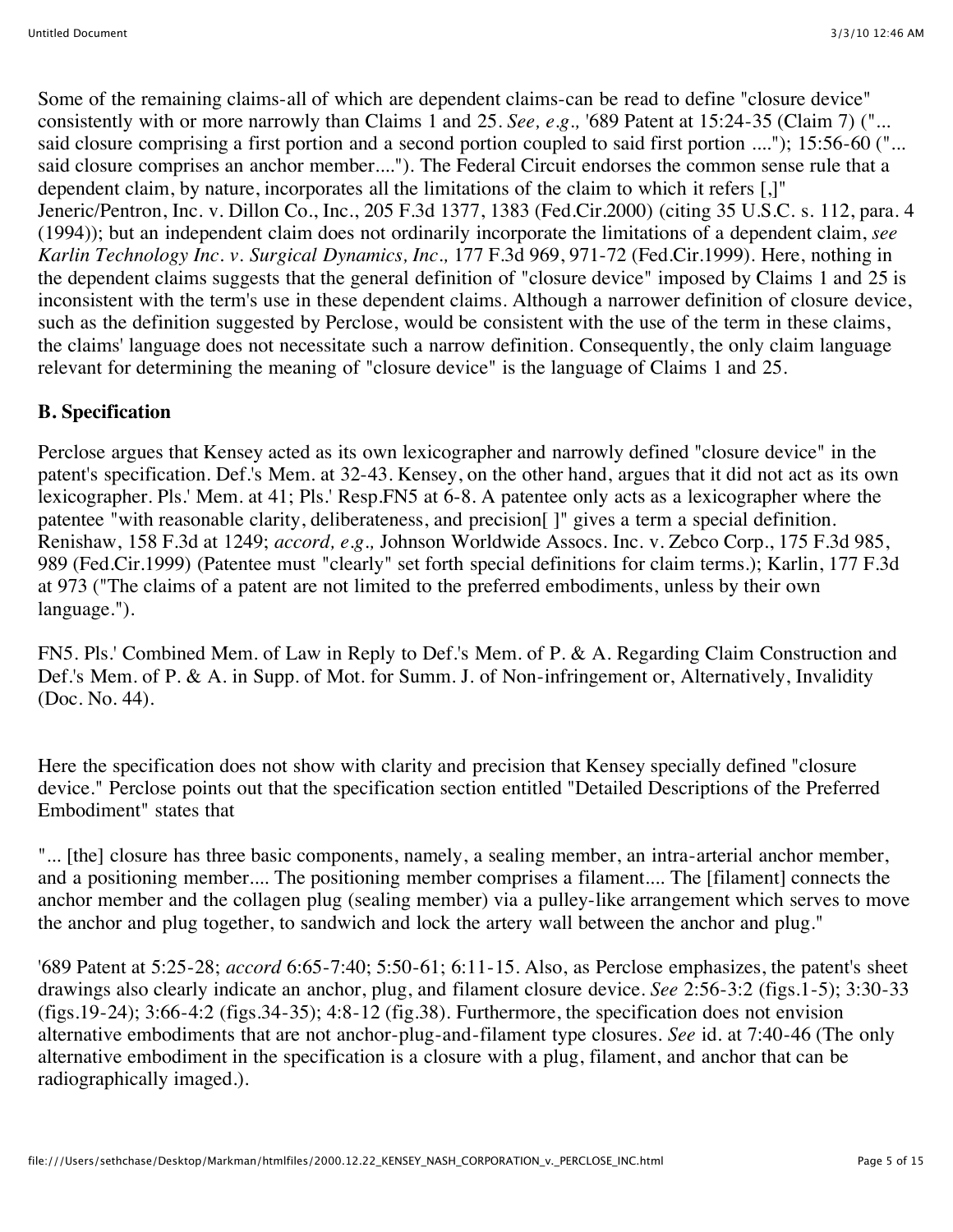Some of the remaining claims-all of which are dependent claims-can be read to define "closure device" consistently with or more narrowly than Claims 1 and 25. *See, e.g.,* '689 Patent at 15:24-35 (Claim 7) ("... said closure comprising a first portion and a second portion coupled to said first portion ...."); 15:56-60 ("... said closure comprises an anchor member...."). The Federal Circuit endorses the common sense rule that a dependent claim, by nature, incorporates all the limitations of the claim to which it refers [,]" Jeneric/Pentron, Inc. v. Dillon Co., Inc., 205 F.3d 1377, 1383 (Fed.Cir.2000) (citing 35 U.S.C. s. 112, para. 4 (1994)); but an independent claim does not ordinarily incorporate the limitations of a dependent claim, *see Karlin Technology Inc. v. Surgical Dynamics, Inc.,* 177 F.3d 969, 971-72 (Fed.Cir.1999). Here, nothing in the dependent claims suggests that the general definition of "closure device" imposed by Claims 1 and 25 is inconsistent with the term's use in these dependent claims. Although a narrower definition of closure device, such as the definition suggested by Perclose, would be consistent with the use of the term in these claims, the claims' language does not necessitate such a narrow definition. Consequently, the only claim language relevant for determining the meaning of "closure device" is the language of Claims 1 and 25.

**B. Specification**

Perclose argues that Kensey acted as its own lexicographer and narrowly defined "closure device" in the patent's specification. Def.'s Mem. at 32-43. Kensey, on the other hand, argues that it did not act as its own lexicographer. Pls.' Mem. at 41; Pls.' Resp.FN5 at 6-8. A patentee only acts as a lexicographer where the patentee "with reasonable clarity, deliberateness, and precision[ ]" gives a term a special definition. Renishaw, 158 F.3d at 1249; *accord, e.g.,* Johnson Worldwide Assocs. Inc. v. Zebco Corp., 175 F.3d 985, 989 (Fed.Cir.1999) (Patentee must "clearly" set forth special definitions for claim terms.); Karlin, 177 F.3d at 973 ("The claims of a patent are not limited to the preferred embodiments, unless by their own language.").

FN5. Pls.' Combined Mem. of Law in Reply to Def.'s Mem. of P. & A. Regarding Claim Construction and Def.'s Mem. of P. & A. in Supp. of Mot. for Summ. J. of Non-infringement or, Alternatively, Invalidity (Doc. No. 44).

Here the specification does not show with clarity and precision that Kensey specially defined "closure device." Perclose points out that the specification section entitled "Detailed Descriptions of the Preferred Embodiment" states that

"... [the] closure has three basic components, namely, a sealing member, an intra-arterial anchor member, and a positioning member.... The positioning member comprises a filament.... The [filament] connects the anchor member and the collagen plug (sealing member) via a pulley-like arrangement which serves to move the anchor and plug together, to sandwich and lock the artery wall between the anchor and plug."

'689 Patent at 5:25-28; *accord* 6:65-7:40; 5:50-61; 6:11-15. Also, as Perclose emphasizes, the patent's sheet drawings also clearly indicate an anchor, plug, and filament closure device. *See* 2:56-3:2 (figs.1-5); 3:30-33 (figs.19-24); 3:66-4:2 (figs.34-35); 4:8-12 (fig.38). Furthermore, the specification does not envision alternative embodiments that are not anchor-plug-and-filament type closures. *See* id. at 7:40-46 (The only alternative embodiment in the specification is a closure with a plug, filament, and anchor that can be radiographically imaged.).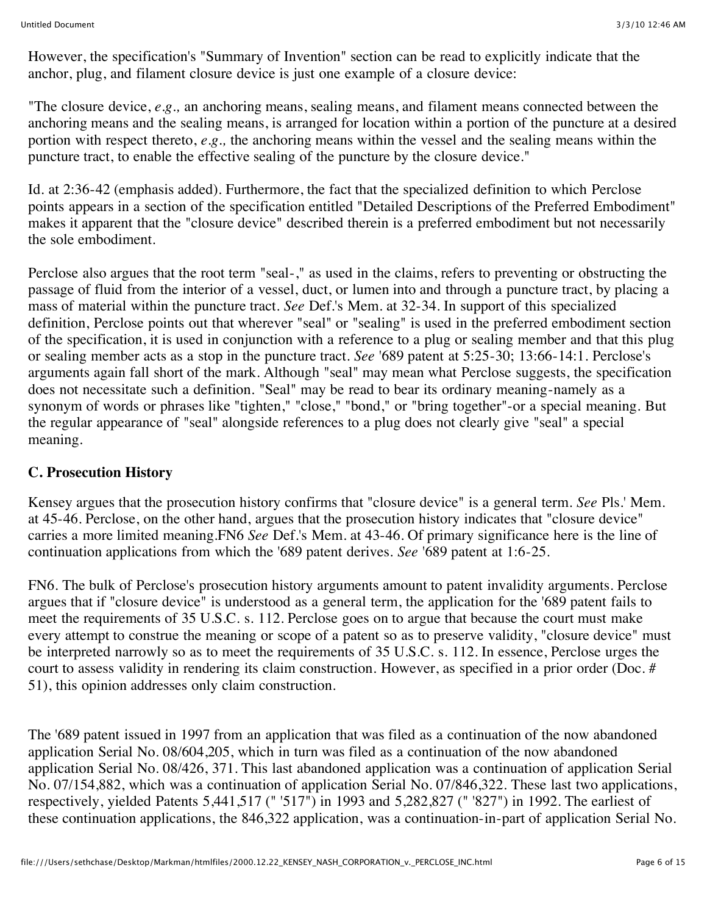However, the specification's "Summary of Invention" section can be read to explicitly indicate that the anchor, plug, and filament closure device is just one example of a closure device:

"The closure device, *e.g.,* an anchoring means, sealing means, and filament means connected between the anchoring means and the sealing means, is arranged for location within a portion of the puncture at a desired portion with respect thereto, *e.g.,* the anchoring means within the vessel and the sealing means within the puncture tract, to enable the effective sealing of the puncture by the closure device."

Id. at 2:36-42 (emphasis added). Furthermore, the fact that the specialized definition to which Perclose points appears in a section of the specification entitled "Detailed Descriptions of the Preferred Embodiment" makes it apparent that the "closure device" described therein is a preferred embodiment but not necessarily the sole embodiment.

Perclose also argues that the root term "seal-," as used in the claims, refers to preventing or obstructing the passage of fluid from the interior of a vessel, duct, or lumen into and through a puncture tract, by placing a mass of material within the puncture tract. *See* Def.'s Mem. at 32-34. In support of this specialized definition, Perclose points out that wherever "seal" or "sealing" is used in the preferred embodiment section of the specification, it is used in conjunction with a reference to a plug or sealing member and that this plug or sealing member acts as a stop in the puncture tract. *See* '689 patent at 5:25-30; 13:66-14:1. Perclose's arguments again fall short of the mark. Although "seal" may mean what Perclose suggests, the specification does not necessitate such a definition. "Seal" may be read to bear its ordinary meaning-namely as a synonym of words or phrases like "tighten," "close," "bond," or "bring together"-or a special meaning. But the regular appearance of "seal" alongside references to a plug does not clearly give "seal" a special meaning.

### C. Prosecution History

Kensey argues that the prosecution history confirms that "closure device" is a general term. *See* Pls.' Mem. at 45-46. Perclose, on the other hand, argues that the prosecution history indicates that "closure device" carries a more limited meaning.FN6 *See* Def.'s Mem. at 43-46. Of primary significance here is the line of continuation applications from which the '689 patent derives. *See* '689 patent at 1:6-25.

FN6. The bulk of Perclose's prosecution history arguments amount to patent invalidity arguments. Perclose argues that if "closure device" is understood as a general term, the application for the '689 patent fails to meet the requirements of 35 U.S.C. s. 112. Perclose goes on to argue that because the court must make every attempt to construe the meaning or scope of a patent so as to preserve validity, "closure device" must be interpreted narrowly so as to meet the requirements of 35 U.S.C. s. 112. In essence, Perclose urges the court to assess validity in rendering its claim construction. However, as specified in a prior order (Doc. # 51), this opinion addresses only claim construction.

The '689 patent issued in 1997 from an application that was filed as a continuation of the now abandoned application Serial No. 08/604,205, which in turn was filed as a continuation of the now abandoned application Serial No. 08/426, 371. This last abandoned application was a continuation of application Serial No. 07/154,882, which was a continuation of application Serial No. 07/846,322. These last two applications, respectively, yielded Patents 5,441,517 (" '517") in 1993 and 5,282,827 (" '827") in 1992. The earliest of these continuation applications, the 846,322 application, was a continuation-in-part of application Serial No.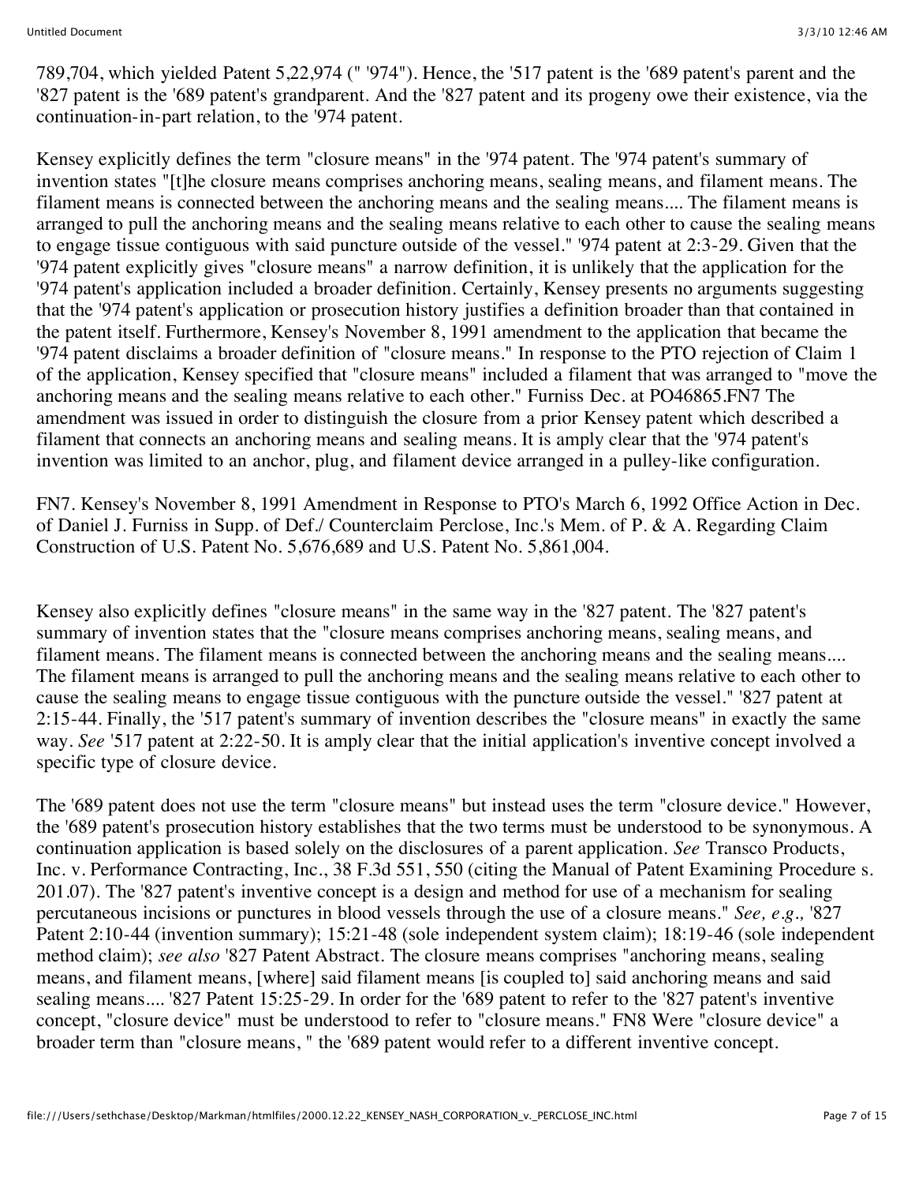789,704, which yielded Patent 5,22,974 (" '974"). Hence, the '517 patent is the '689 patent's parent and the '827 patent is the '689 patent's grandparent. And the '827 patent and its progeny owe their existence, via the continuation-in-part relation, to the '974 patent.

Kensey explicitly defines the term "closure means" in the '974 patent. The '974 patent's summary of invention states "[t]he closure means comprises anchoring means, sealing means, and filament means. The filament means is connected between the anchoring means and the sealing means.... The filament means is arranged to pull the anchoring means and the sealing means relative to each other to cause the sealing means to engage tissue contiguous with said puncture outside of the vessel." '974 patent at 2:3-29. Given that the '974 patent explicitly gives "closure means" a narrow definition, it is unlikely that the application for the '974 patent's application included a broader definition. Certainly, Kensey presents no arguments suggesting that the '974 patent's application or prosecution history justifies a definition broader than that contained in the patent itself. Furthermore, Kensey's November 8, 1991 amendment to the application that became the '974 patent disclaims a broader definition of "closure means." In response to the PTO rejection of Claim 1 of the application, Kensey specified that "closure means" included a filament that was arranged to "move the anchoring means and the sealing means relative to each other." Furniss Dec. at PO46865.FN7 The amendment was issued in order to distinguish the closure from a prior Kensey patent which described a filament that connects an anchoring means and sealing means. It is amply clear that the '974 patent's invention was limited to an anchor, plug, and filament device arranged in a pulley-like configuration.

FN7. Kensey's November 8, 1991 Amendment in Response to PTO's March 6, 1992 Office Action in Dec. of Daniel J. Furniss in Supp. of Def./ Counterclaim Perclose, Inc.'s Mem. of P. & A. Regarding Claim Construction of U.S. Patent No. 5,676,689 and U.S. Patent No. 5,861,004.

Kensey also explicitly defines "closure means" in the same way in the '827 patent. The '827 patent's summary of invention states that the "closure means comprises anchoring means, sealing means, and filament means. The filament means is connected between the anchoring means and the sealing means.... The filament means is arranged to pull the anchoring means and the sealing means relative to each other to cause the sealing means to engage tissue contiguous with the puncture outside the vessel." '827 patent at 2:15-44. Finally, the '517 patent's summary of invention describes the "closure means" in exactly the same way. *See* '517 patent at 2:22-50. It is amply clear that the initial application's inventive concept involved a specific type of closure device.

The '689 patent does not use the term "closure means" but instead uses the term "closure device." However, the '689 patent's prosecution history establishes that the two terms must be understood to be synonymous. A continuation application is based solely on the disclosures of a parent application. *See* Transco Products, Inc. v. Performance Contracting, Inc., 38 F.3d 551, 550 (citing the Manual of Patent Examining Procedure s. 201.07). The '827 patent's inventive concept is a design and method for use of a mechanism for sealing percutaneous incisions or punctures in blood vessels through the use of a closure means." *See, e.g.,* '827 Patent 2:10-44 (invention summary); 15:21-48 (sole independent system claim); 18:19-46 (sole independent method claim); *see also* '827 Patent Abstract. The closure means comprises "anchoring means, sealing means, and filament means, [where] said filament means [is coupled to] said anchoring means and said sealing means.... '827 Patent 15:25-29. In order for the '689 patent to refer to the '827 patent's inventive concept, "closure device" must be understood to refer to "closure means." FN8 Were "closure device" a broader term than "closure means, " the '689 patent would refer to a different inventive concept.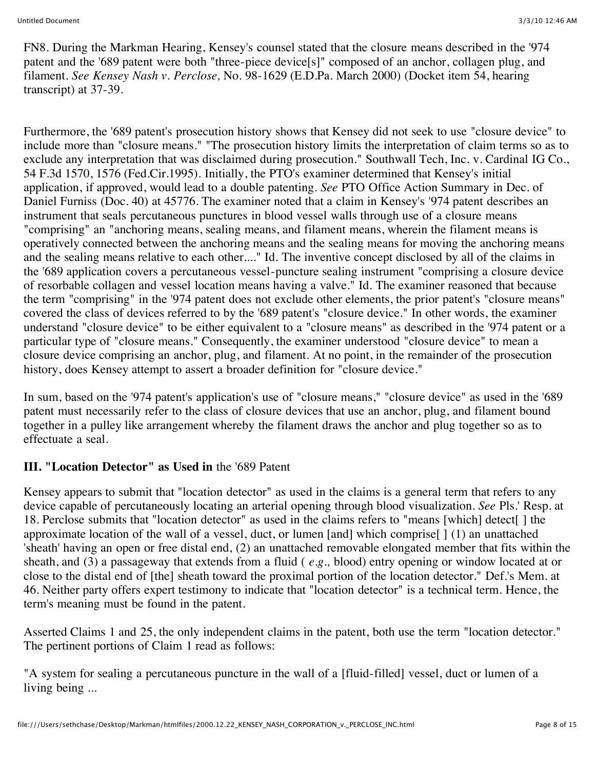FN8. During the Markman Hearing, Kensey's counsel stated that the closure means described in the '974 patent and the '689 patent were both "three-piece device[s]" composed of an anchor, collagen plug, and filament. *See Kensey Nash v. Perclose,* No. 98-1629 (E.D.Pa. March 2000) (Docket item 54, hearing transcript) at 37-39.

Furthermore, the '689 patent's prosecution history shows that Kensey did not seek to use "closure device" to include more than "closure means." "The prosecution history limits the interpretation of claim terms so as to exclude any interpretation that was disclaimed during prosecution." Southwall Tech, Inc. v. Cardinal IG Co., 54 F.3d 1570, 1576 (Fed.Cir.1995). Initially, the PTO's examiner determined that Kensey's initial application, if approved, would lead to a double patenting. *See* PTO Office Action Summary in Dec. of Daniel Furniss (Doc. 40) at 45776. The examiner noted that a claim in Kensey's '974 patent describes an instrument that seals percutaneous punctures in blood vessel walls through use of a closure means "comprising" an "anchoring means, sealing means, and filament means, wherein the filament means is operatively connected between the anchoring means and the sealing means for moving the anchoring means and the sealing means relative to each other...." Id. The inventive concept disclosed by all of the claims in the '689 application covers a percutaneous vessel-puncture sealing instrument "comprising a closure device of resorbable collagen and vessel location means having a valve." Id. The examiner reasoned that because the term "comprising" in the '974 patent does not exclude other elements, the prior patent's "closure means" covered the class of devices referred to by the '689 patent's "closure device." In other words, the examiner understand "closure device" to be either equivalent to a "closure means" as described in the '974 patent or a particular type of "closure means." Consequently, the examiner understood "closure device" to mean a closure device comprising an anchor, plug, and filament. At no point, in the remainder of the prosecution history, does Kensey attempt to assert a broader definition for "closure device."

In sum, based on the '974 patent's application's use of "closure means," "closure device" as used in the '689 patent must necessarily refer to the class of closure devices that use an anchor, plug, and filament bound together in a pulley like arrangement whereby the filament draws the anchor and plug together so as to effectuate a seal.

### III. "Location Detector" as Used in the '689 Patent

Kensey appears to submit that "location detector" as used in the claims is a general term that refers to any device capable of percutaneously locating an arterial opening through blood visualization. *See* Pls.' Resp. at 18. Perclose submits that "location detector" as used in the claims refers to "means [which] detect[ ] the approximate location of the wall of a vessel, duct, or lumen [and] which comprise[ ] (1) an unattached 'sheath' having an open or free distal end, (2) an unattached removable elongated member that fits within the sheath, and (3) a passageway that extends from a fluid ( *e.g.,* blood) entry opening or window located at or close to the distal end of [the] sheath toward the proximal portion of the location detector." Def.'s Mem. at 46. Neither party offers expert testimony to indicate that "location detector" is a technical term. Hence, the term's meaning must be found in the patent.

Asserted Claims 1 and 25, the only independent claims in the patent, both use the term "location detector." The pertinent portions of Claim 1 read as follows:

"A system for sealing a percutaneous puncture in the wall of a [fluid-filled] vessel, duct or lumen of a living being ...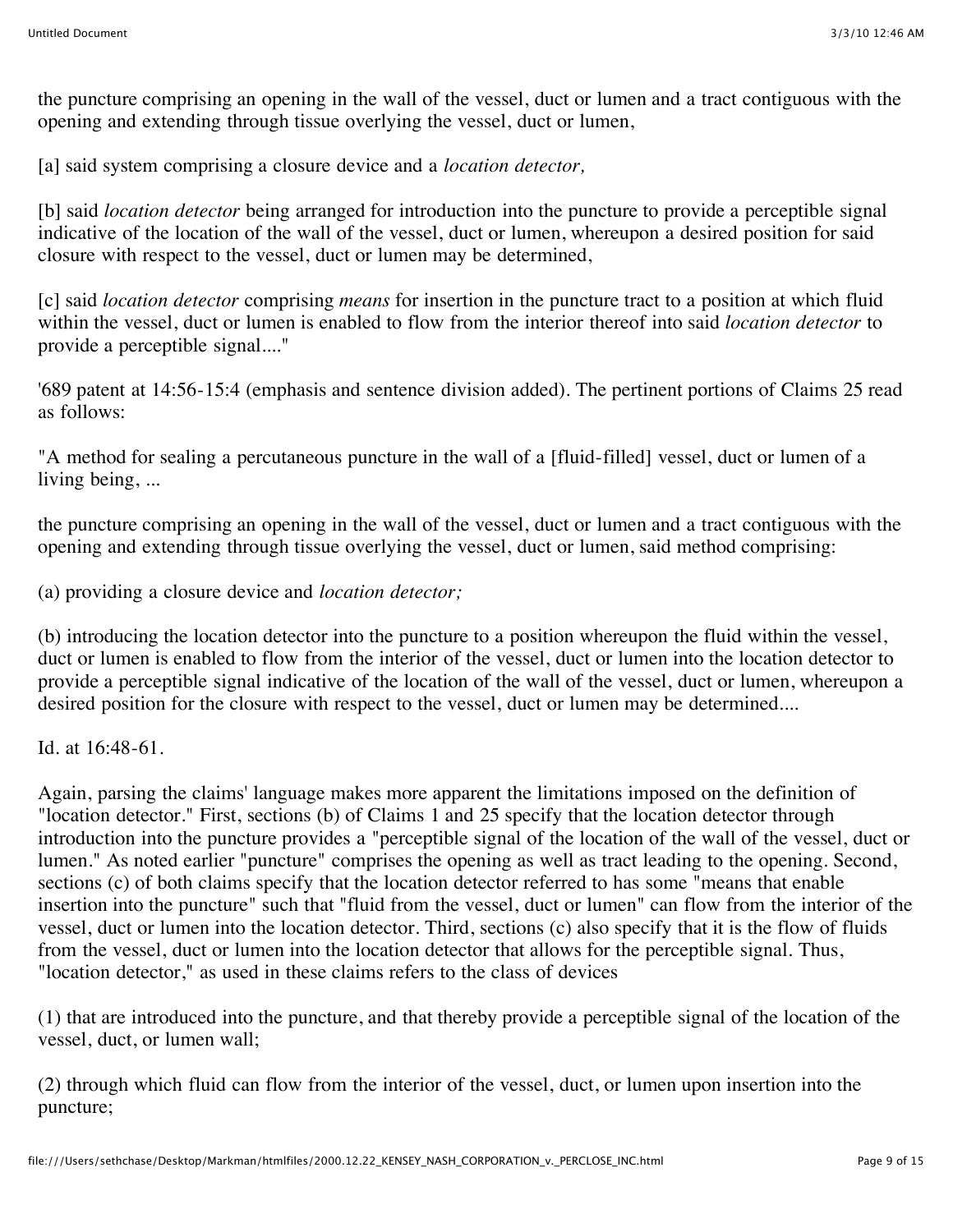the puncture comprising an opening in the wall of the vessel, duct or lumen and a tract contiguous with the opening and extending through tissue overlying the vessel, duct or lumen,

[a] said system comprising a closure device and a *location detector,*

[b] said *location detector* being arranged for introduction into the puncture to provide a perceptible signal indicative of the location of the wall of the vessel, duct or lumen, whereupon a desired position for said closure with respect to the vessel, duct or lumen may be determined,

[c] said *location detector* comprising *means* for insertion in the puncture tract to a position at which fluid within the vessel, duct or lumen is enabled to flow from the interior thereof into said *location detector* to provide a perceptible signal...."

'689 patent at 14:56-15:4 (emphasis and sentence division added). The pertinent portions of Claims 25 read as follows:

"A method for sealing a percutaneous puncture in the wall of a [fluid-filled] vessel, duct or lumen of a living being, ...

the puncture comprising an opening in the wall of the vessel, duct or lumen and a tract contiguous with the opening and extending through tissue overlying the vessel, duct or lumen, said method comprising:

(a) providing a closure device and *location detector;*

(b) introducing the location detector into the puncture to a position whereupon the fluid within the vessel, duct or lumen is enabled to flow from the interior of the vessel, duct or lumen into the location detector to provide a perceptible signal indicative of the location of the wall of the vessel, duct or lumen, whereupon a desired position for the closure with respect to the vessel, duct or lumen may be determined....

Id. at 16:48-61.

Again, parsing the claims' language makes more apparent the limitations imposed on the definition of "location detector." First, sections (b) of Claims 1 and 25 specify that the location detector through introduction into the puncture provides a "perceptible signal of the location of the wall of the vessel, duct or lumen." As noted earlier "puncture" comprises the opening as well as tract leading to the opening. Second, sections (c) of both claims specify that the location detector referred to has some "means that enable insertion into the puncture" such that "fluid from the vessel, duct or lumen" can flow from the interior of the vessel, duct or lumen into the location detector. Third, sections (c) also specify that it is the flow of fluids from the vessel, duct or lumen into the location detector that allows for the perceptible signal. Thus, "location detector," as used in these claims refers to the class of devices

(1) that are introduced into the puncture, and that thereby provide a perceptible signal of the location of the vessel, duct, or lumen wall;

(2) through which fluid can flow from the interior of the vessel, duct, or lumen upon insertion into the puncture;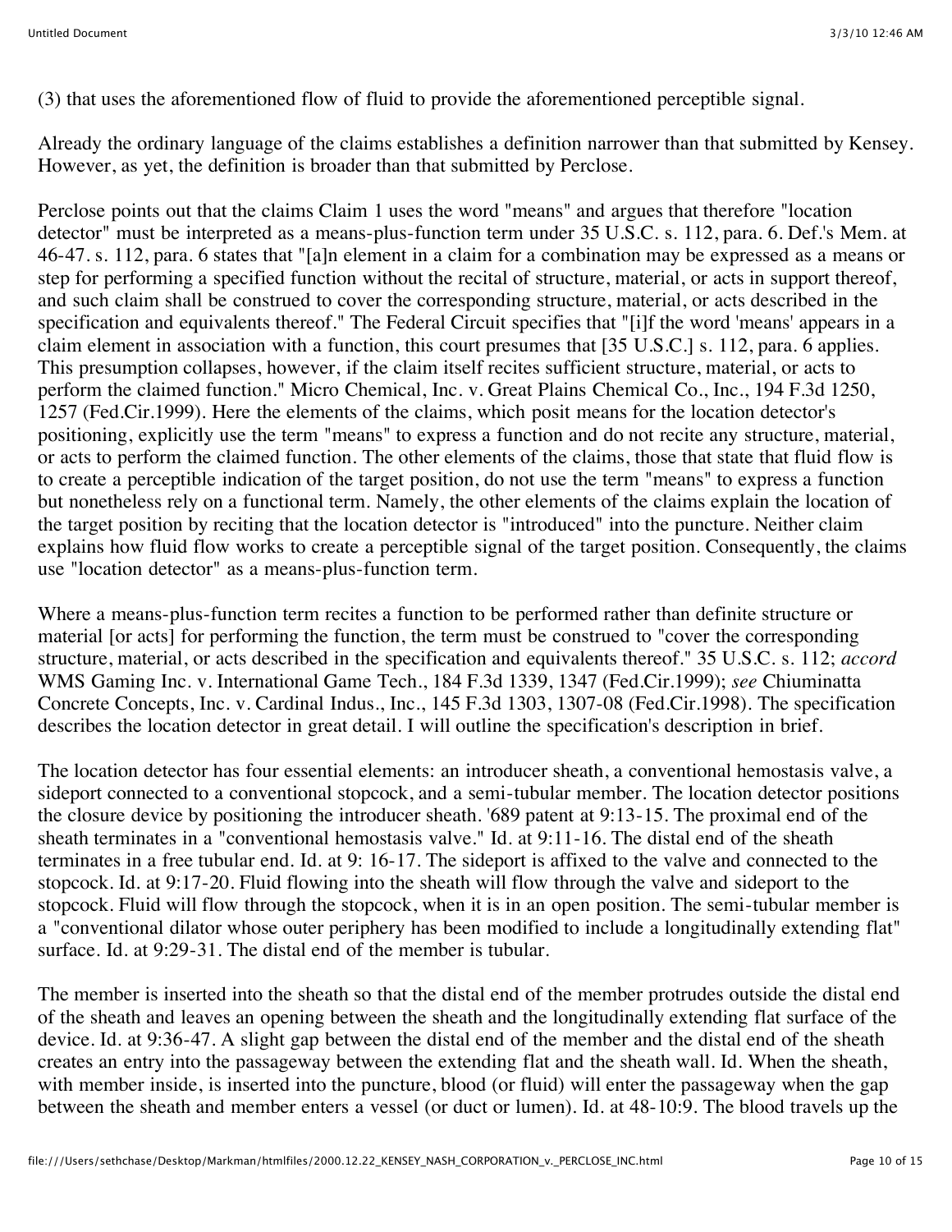(3) that uses the aforementioned flow of fluid to provide the aforementioned perceptible signal.

Already the ordinary language of the claims establishes a definition narrower than that submitted by Kensey. However, as yet, the definition is broader than that submitted by Perclose.

Perclose points out that the claims Claim 1 uses the word "means" and argues that therefore "location detector" must be interpreted as a means-plus-function term under 35 U.S.C. s. 112, para. 6. Def.'s Mem. at 46-47. s. 112, para. 6 states that "[a]n element in a claim for a combination may be expressed as a means or step for performing a specified function without the recital of structure, material, or acts in support thereof, and such claim shall be construed to cover the corresponding structure, material, or acts described in the specification and equivalents thereof." The Federal Circuit specifies that "[i]f the word 'means' appears in a claim element in association with a function, this court presumes that [35 U.S.C.] s. 112, para. 6 applies. This presumption collapses, however, if the claim itself recites sufficient structure, material, or acts to perform the claimed function." Micro Chemical, Inc. v. Great Plains Chemical Co., Inc., 194 F.3d 1250, 1257 (Fed.Cir.1999). Here the elements of the claims, which posit means for the location detector's positioning, explicitly use the term "means" to express a function and do not recite any structure, material, or acts to perform the claimed function. The other elements of the claims, those that state that fluid flow is to create a perceptible indication of the target position, do not use the term "means" to express a function but nonetheless rely on a functional term. Namely, the other elements of the claims explain the location of the target position by reciting that the location detector is "introduced" into the puncture. Neither claim explains how fluid flow works to create a perceptible signal of the target position. Consequently, the claims use "location detector" as a means-plus-function term.

Where a means-plus-function term recites a function to be performed rather than definite structure or material [or acts] for performing the function, the term must be construed to "cover the corresponding structure, material, or acts described in the specification and equivalents thereof." 35 U.S.C. s. 112; *accord* WMS Gaming Inc. v. International Game Tech., 184 F.3d 1339, 1347 (Fed.Cir.1999); *see* Chiuminatta Concrete Concepts, Inc. v. Cardinal Indus., Inc., 145 F.3d 1303, 1307-08 (Fed.Cir.1998). The specification describes the location detector in great detail. I will outline the specification's description in brief.

The location detector has four essential elements: an introducer sheath, a conventional hemostasis valve, a sideport connected to a conventional stopcock, and a semi-tubular member. The location detector positions the closure device by positioning the introducer sheath. '689 patent at 9:13-15. The proximal end of the sheath terminates in a "conventional hemostasis valve." Id. at 9:11-16. The distal end of the sheath terminates in a free tubular end. Id. at 9: 16-17. The sideport is affixed to the valve and connected to the stopcock. Id. at 9:17-20. Fluid flowing into the sheath will flow through the valve and sideport to the stopcock. Fluid will flow through the stopcock, when it is in an open position. The semi-tubular member is a "conventional dilator whose outer periphery has been modified to include a longitudinally extending flat" surface. Id. at 9:29-31. The distal end of the member is tubular.

The member is inserted into the sheath so that the distal end of the member protrudes outside the distal end of the sheath and leaves an opening between the sheath and the longitudinally extending flat surface of the device. Id. at 9:36-47. A slight gap between the distal end of the member and the distal end of the sheath creates an entry into the passageway between the extending flat and the sheath wall. Id. When the sheath, with member inside, is inserted into the puncture, blood (or fluid) will enter the passageway when the gap between the sheath and member enters a vessel (or duct or lumen). Id. at 48-10:9. The blood travels up the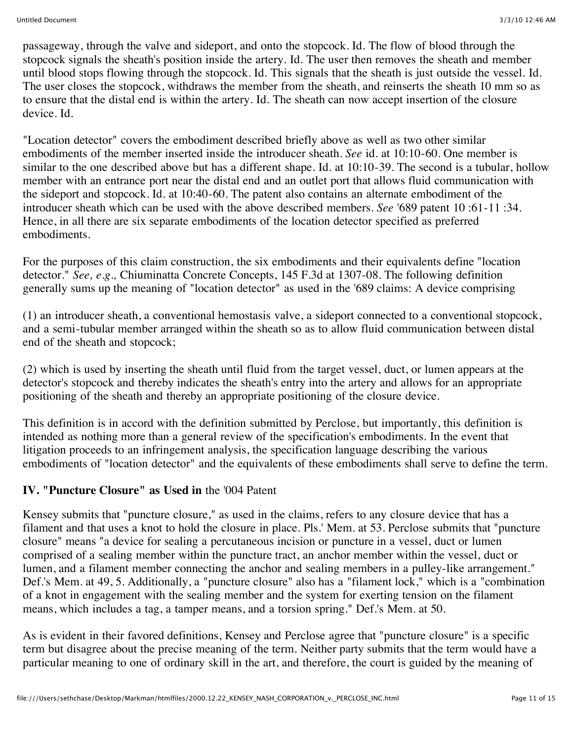passageway, through the valve and sideport, and onto the stopcock. Id. The flow of blood through the stopcock signals the sheath's position inside the artery. Id. The user then removes the sheath and member until blood stops flowing through the stopcock. Id. This signals that the sheath is just outside the vessel. Id. The user closes the stopcock, withdraws the member from the sheath, and reinserts the sheath 10 mm so as to ensure that the distal end is within the artery. Id. The sheath can now accept insertion of the closure device. Id.

"Location detector" covers the embodiment described briefly above as well as two other similar embodiments of the member inserted inside the introducer sheath. *See* id. at 10:10-60. One member is similar to the one described above but has a different shape. Id. at 10:10-39. The second is a tubular, hollow member with an entrance port near the distal end and an outlet port that allows fluid communication with the sideport and stopcock. Id. at 10:40-60. The patent also contains an alternate embodiment of the introducer sheath which can be used with the above described members. *See* '689 patent 10 :61-11 :34. Hence, in all there are six separate embodiments of the location detector specified as preferred embodiments.

For the purposes of this claim construction, the six embodiments and their equivalents define "location detector." *See, e.g.,* Chiuminatta Concrete Concepts, 145 F.3d at 1307-08. The following definition generally sums up the meaning of "location detector" as used in the '689 claims: A device comprising

(1) an introducer sheath, a conventional hemostasis valve, a sideport connected to a conventional stopcock, and a semi-tubular member arranged within the sheath so as to allow fluid communication between distal end of the sheath and stopcock;

(2) which is used by inserting the sheath until fluid from the target vessel, duct, or lumen appears at the detector's stopcock and thereby indicates the sheath's entry into the artery and allows for an appropriate positioning of the sheath and thereby an appropriate positioning of the closure device.

This definition is in accord with the definition submitted by Perclose, but importantly, this definition is intended as nothing more than a general review of the specification's embodiments. In the event that litigation proceeds to an infringement analysis, the specification language describing the various embodiments of "location detector" and the equivalents of these embodiments shall serve to define the term.

## IV. "Puncture Closure" as Used in the '004 Patent

Kensey submits that "puncture closure," as used in the claims, refers to any closure device that has a filament and that uses a knot to hold the closure in place. Pls.' Mem. at 53. Perclose submits that "puncture closure" means "a device for sealing a percutaneous incision or puncture in a vessel, duct or lumen comprised of a sealing member within the puncture tract, an anchor member within the vessel, duct or lumen, and a filament member connecting the anchor and sealing members in a pulley-like arrangement." Def.'s Mem. at 49, 5. Additionally, a "puncture closure" also has a "filament lock," which is a "combination of a knot in engagement with the sealing member and the system for exerting tension on the filament means, which includes a tag, a tamper means, and a torsion spring." Def.'s Mem. at 50.

As is evident in their favored definitions, Kensey and Perclose agree that "puncture closure" is a specific term but disagree about the precise meaning of the term. Neither party submits that the term would have a particular meaning to one of ordinary skill in the art, and therefore, the court is guided by the meaning of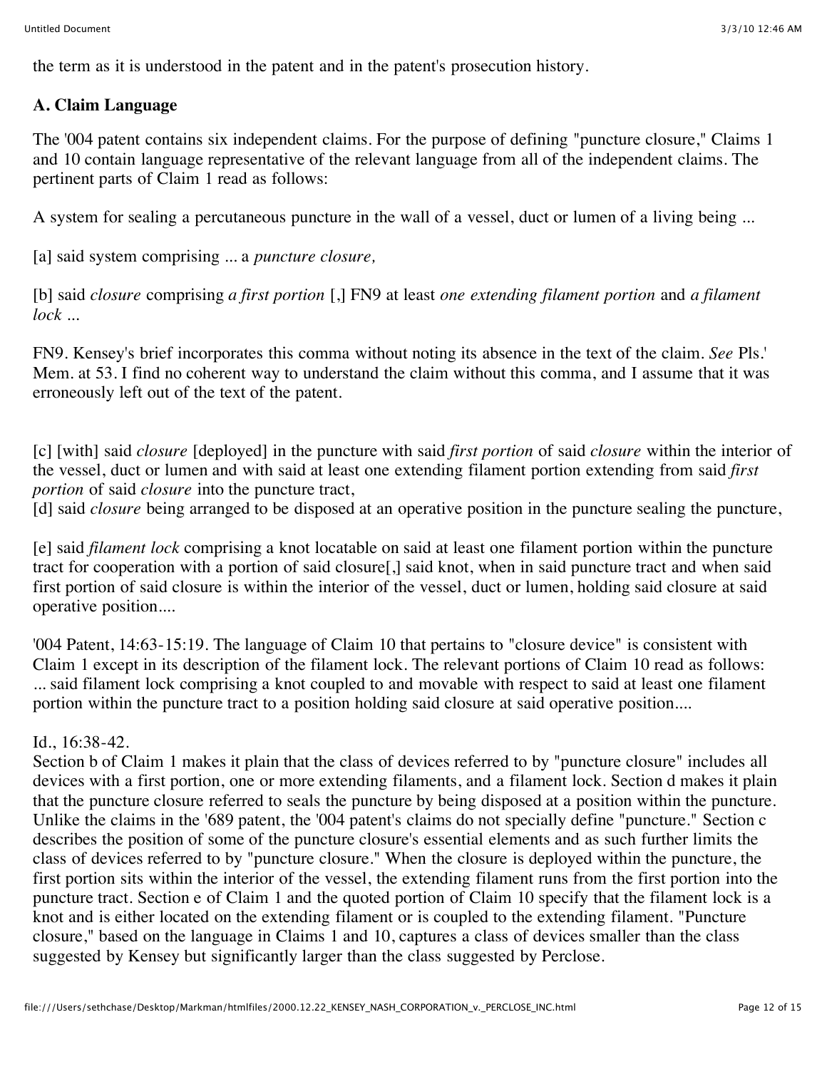the term as it is understood in the patent and in the patent's prosecution history.

### A. Claim Language

The '004 patent contains six independent claims. For the purpose of defining "puncture closure," Claims 1 and 10 contain language representative of the relevant language from all of the independent claims. The pertinent parts of Claim 1 read as follows:

A system for sealing a percutaneous puncture in the wall of a vessel, duct or lumen of a living being ...

[a] said system comprising ... a *puncture closure,*

[b] said *closure* comprising *a first portion* [,] FN9 at least *one extending filament portion* and *a filament lock* ...

FN9. Kensey's brief incorporates this comma without noting its absence in the text of the claim. *See* Pls.' Mem. at 53. I find no coherent way to understand the claim without this comma, and I assume that it was erroneously left out of the text of the patent.

[c] [with] said *closure* [deployed] in the puncture with said *first portion* of said *closure* within the interior of the vessel, duct or lumen and with said at least one extending filament portion extending from said *first portion* of said *closure* into the puncture tract,

[d] said *closure* being arranged to be disposed at an operative position in the puncture sealing the puncture,

[e] said *filament lock* comprising a knot locatable on said at least one filament portion within the puncture tract for cooperation with a portion of said closure[,] said knot, when in said puncture tract and when said first portion of said closure is within the interior of the vessel, duct or lumen, holding said closure at said operative position....

'004 Patent, 14:63-15:19. The language of Claim 10 that pertains to "closure device" is consistent with Claim 1 except in its description of the filament lock. The relevant portions of Claim 10 read as follows: ... said filament lock comprising a knot coupled to and movable with respect to said at least one filament portion within the puncture tract to a position holding said closure at said operative position....

Id., 16:38-42.

Section b of Claim 1 makes it plain that the class of devices referred to by "puncture closure" includes all devices with a first portion, one or more extending filaments, and a filament lock. Section d makes it plain that the puncture closure referred to seals the puncture by being disposed at a position within the puncture. Unlike the claims in the '689 patent, the '004 patent's claims do not specially define "puncture." Section c describes the position of some of the puncture closure's essential elements and as such further limits the class of devices referred to by "puncture closure." When the closure is deployed within the puncture, the first portion sits within the interior of the vessel, the extending filament runs from the first portion into the puncture tract. Section e of Claim 1 and the quoted portion of Claim 10 specify that the filament lock is a knot and is either located on the extending filament or is coupled to the extending filament. "Puncture closure," based on the language in Claims 1 and 10, captures a class of devices smaller than the class suggested by Kensey but significantly larger than the class suggested by Perclose.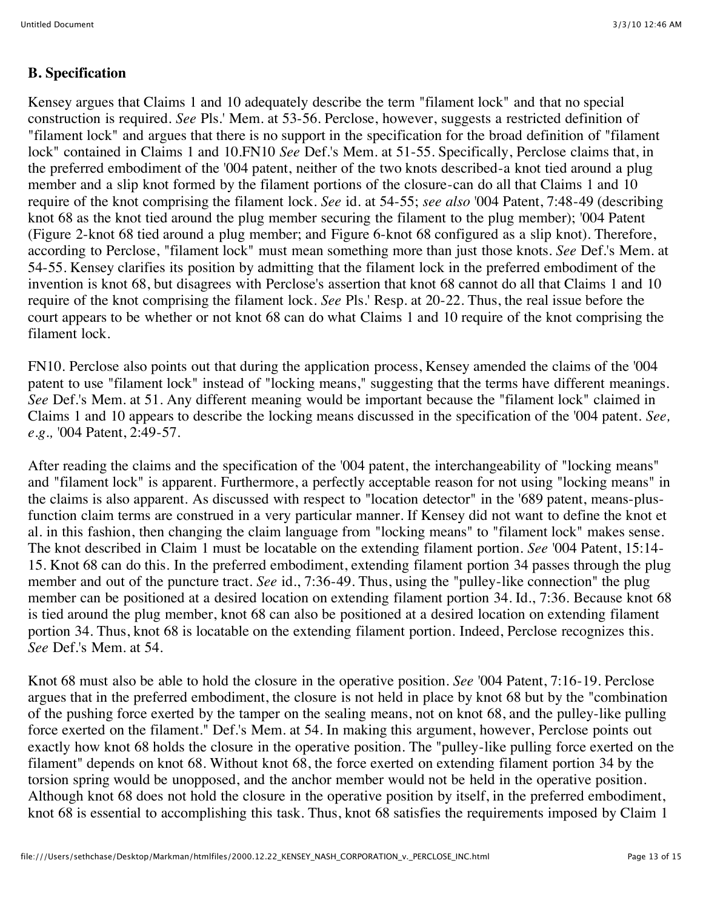### B. Specification

Kensey argues that Claims 1 and 10 adequately describe the term "filament lock" and that no special construction is required. *See* Pls.' Mem. at 53-56. Perclose, however, suggests a restricted definition of "filament lock" and argues that there is no support in the specification for the broad definition of "filament lock" contained in Claims 1 and 10.FN10 *See* Def.'s Mem. at 51-55. Specifically, Perclose claims that, in the preferred embodiment of the '004 patent, neither of the two knots described-a knot tied around a plug member and a slip knot formed by the filament portions of the closure-can do all that Claims 1 and 10 require of the knot comprising the filament lock. *See* id. at 54-55; *see also* '004 Patent, 7:48-49 (describing knot 68 as the knot tied around the plug member securing the filament to the plug member); '004 Patent (Figure 2-knot 68 tied around a plug member; and Figure 6-knot 68 configured as a slip knot). Therefore, according to Perclose, "filament lock" must mean something more than just those knots. *See* Def.'s Mem. at 54-55. Kensey clarifies its position by admitting that the filament lock in the preferred embodiment of the invention is knot 68, but disagrees with Perclose's assertion that knot 68 cannot do all that Claims 1 and 10 require of the knot comprising the filament lock. *See* Pls.' Resp. at 20-22. Thus, the real issue before the court appears to be whether or not knot 68 can do what Claims 1 and 10 require of the knot comprising the filament lock.

FN10. Perclose also points out that during the application process, Kensey amended the claims of the '004 patent to use "filament lock" instead of "locking means," suggesting that the terms have different meanings. *See* Def.'s Mem. at 51. Any different meaning would be important because the "filament lock" claimed in Claims 1 and 10 appears to describe the locking means discussed in the specification of the '004 patent. *See, e.g.,* '004 Patent, 2:49-57.

After reading the claims and the specification of the '004 patent, the interchangeability of "locking means" and "filament lock" is apparent. Furthermore, a perfectly acceptable reason for not using "locking means" in the claims is also apparent. As discussed with respect to "location detector" in the '689 patent, means-plus-function claim terms are construed in a very particular manner. If Kensey did not want to define the knot et al. in this fashion, then changing the claim language from "locking means" to "filament lock" makes sense. The knot described in Claim 1 must be locatable on the extending filament portion. *See* '004 Patent, 15:14-15. Knot 68 can do this. In the preferred embodiment, extending filament portion 34 passes through the plug member and out of the puncture tract. *See* id., 7:36-49. Thus, using the "pulley-like connection" the plug member can be positioned at a desired location on extending filament portion 34. Id., 7:36. Because knot 68 is tied around the plug member, knot 68 can also be positioned at a desired location on extending filament portion 34. Thus, knot 68 is locatable on the extending filament portion. Indeed, Perclose recognizes this. *See* Def.'s Mem. at 54.

Knot 68 must also be able to hold the closure in the operative position. *See* '004 Patent, 7:16-19. Perclose argues that in the preferred embodiment, the closure is not held in place by knot 68 but by the "combination of the pushing force exerted by the tamper on the sealing means, not on knot 68, and the pulley-like pulling force exerted on the filament." Def.'s Mem. at 54. In making this argument, however, Perclose points out exactly how knot 68 holds the closure in the operative position. The "pulley-like pulling force exerted on the filament" depends on knot 68. Without knot 68, the force exerted on extending filament portion 34 by the torsion spring would be unopposed, and the anchor member would not be held in the operative position. Although knot 68 does not hold the closure in the operative position by itself, in the preferred embodiment, knot 68 is essential to accomplishing this task. Thus, knot 68 satisfies the requirements imposed by Claim 1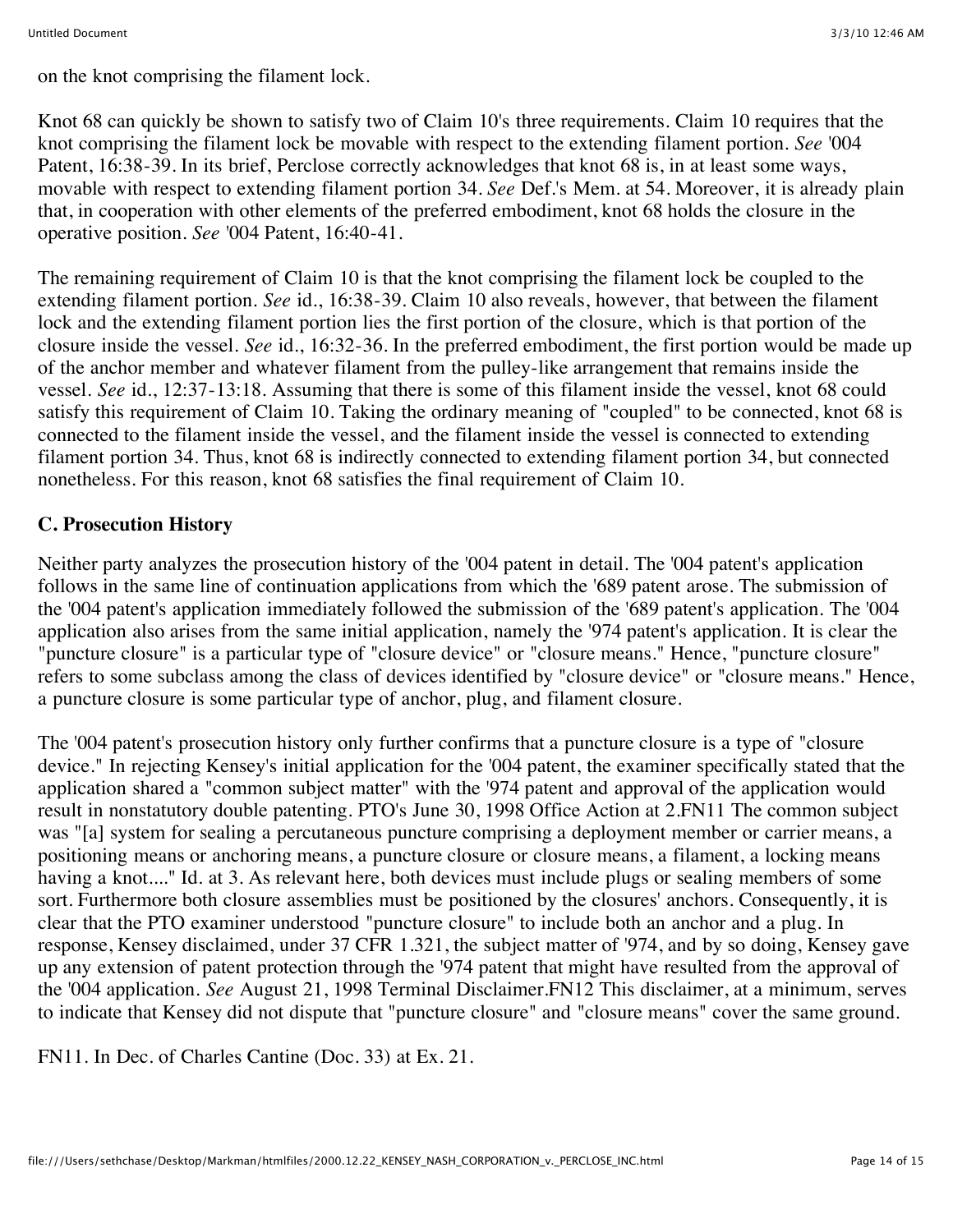on the knot comprising the filament lock.

Knot 68 can quickly be shown to satisfy two of Claim 10's three requirements. Claim 10 requires that the knot comprising the filament lock be movable with respect to the extending filament portion. *See* '004 Patent, 16:38-39. In its brief, Perclose correctly acknowledges that knot 68 is, in at least some ways, movable with respect to extending filament portion 34. *See* Def.'s Mem. at 54. Moreover, it is already plain that, in cooperation with other elements of the preferred embodiment, knot 68 holds the closure in the operative position. *See* '004 Patent, 16:40-41.

The remaining requirement of Claim 10 is that the knot comprising the filament lock be coupled to the extending filament portion. *See* id., 16:38-39. Claim 10 also reveals, however, that between the filament lock and the extending filament portion lies the first portion of the closure, which is that portion of the closure inside the vessel. *See* id., 16:32-36. In the preferred embodiment, the first portion would be made up of the anchor member and whatever filament from the pulley-like arrangement that remains inside the vessel. *See* id., 12:37-13:18. Assuming that there is some of this filament inside the vessel, knot 68 could satisfy this requirement of Claim 10. Taking the ordinary meaning of "coupled" to be connected, knot 68 is connected to the filament inside the vessel, and the filament inside the vessel is connected to extending filament portion 34. Thus, knot 68 is indirectly connected to extending filament portion 34, but connected nonetheless. For this reason, knot 68 satisfies the final requirement of Claim 10.

### C. Prosecution History

Neither party analyzes the prosecution history of the '004 patent in detail. The '004 patent's application follows in the same line of continuation applications from which the '689 patent arose. The submission of the '004 patent's application immediately followed the submission of the '689 patent's application. The '004 application also arises from the same initial application, namely the '974 patent's application. It is clear the "puncture closure" is a particular type of "closure device" or "closure means." Hence, "puncture closure" refers to some subclass among the class of devices identified by "closure device" or "closure means." Hence, a puncture closure is some particular type of anchor, plug, and filament closure.

The '004 patent's prosecution history only further confirms that a puncture closure is a type of "closure device." In rejecting Kensey's initial application for the '004 patent, the examiner specifically stated that the application shared a "common subject matter" with the '974 patent and approval of the application would result in nonstatutory double patenting. PTO's June 30, 1998 Office Action at 2.FN11 The common subject was "[a] system for sealing a percutaneous puncture comprising a deployment member or carrier means, a positioning means or anchoring means, a puncture closure or closure means, a filament, a locking means having a knot...." Id. at 3. As relevant here, both devices must include plugs or sealing members of some sort. Furthermore both closure assemblies must be positioned by the closures' anchors. Consequently, it is clear that the PTO examiner understood "puncture closure" to include both an anchor and a plug. In response, Kensey disclaimed, under 37 CFR 1.321, the subject matter of '974, and by so doing, Kensey gave up any extension of patent protection through the '974 patent that might have resulted from the approval of the '004 application. *See* August 21, 1998 Terminal Disclaimer.FN12 This disclaimer, at a minimum, serves to indicate that Kensey did not dispute that "puncture closure" and "closure means" cover the same ground.

FN11. In Dec. of Charles Cantine (Doc. 33) at Ex. 21.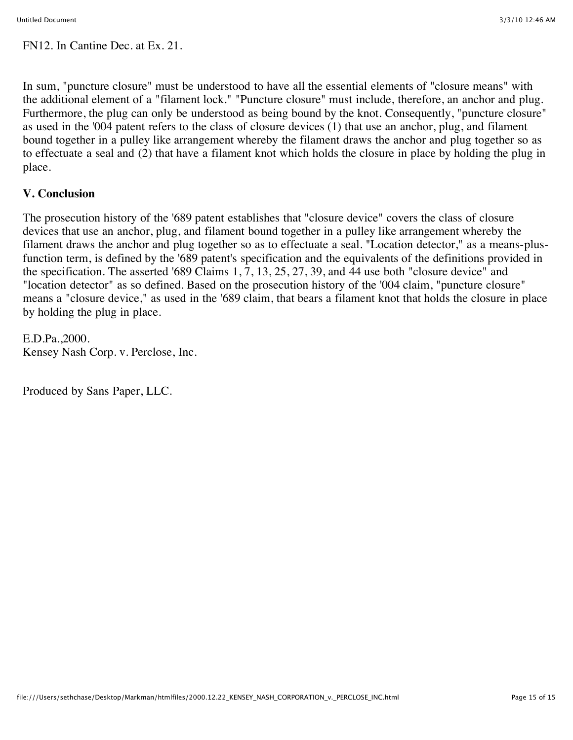FN12. In Cantine Dec. at Ex. 21.

In sum, "puncture closure" must be understood to have all the essential elements of "closure means" with the additional element of a "filament lock." "Puncture closure" must include, therefore, an anchor and plug. Furthermore, the plug can only be understood as being bound by the knot. Consequently, "puncture closure" as used in the '004 patent refers to the class of closure devices (1) that use an anchor, plug, and filament bound together in a pulley like arrangement whereby the filament draws the anchor and plug together so as to effectuate a seal and (2) that have a filament knot which holds the closure in place by holding the plug in place.

## V. Conclusion

The prosecution history of the '689 patent establishes that "closure device" covers the class of closure devices that use an anchor, plug, and filament bound together in a pulley like arrangement whereby the filament draws the anchor and plug together so as to effectuate a seal. "Location detector," as a means-plus-function term, is defined by the '689 patent's specification and the equivalents of the definitions provided in the specification. The asserted '689 Claims 1, 7, 13, 25, 27, 39, and 44 use both "closure device" and "location detector" as so defined. Based on the prosecution history of the '004 claim, "puncture closure" means a "closure device," as used in the '689 claim, that bears a filament knot that holds the closure in place by holding the plug in place.

E.D.Pa.,2000.
Kensey Nash Corp. v. Perclose, Inc.

Produced by Sans Paper, LLC.